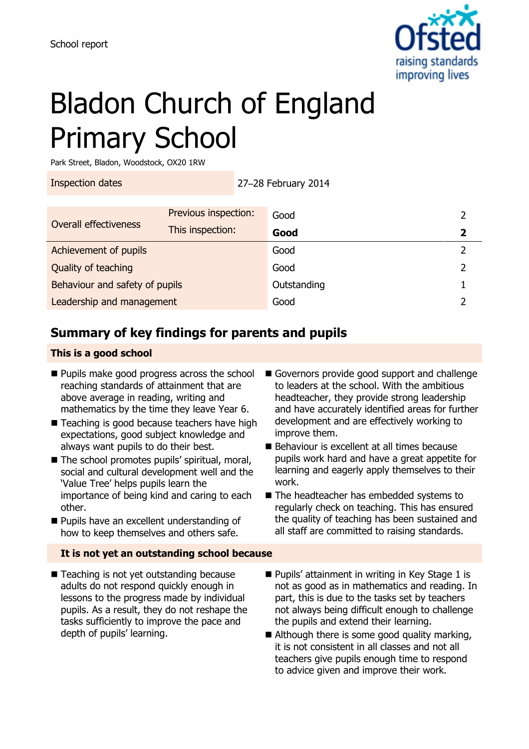School report

# Bladon Church of England Primary School

Park Street, Bladon, Woodstock, OX20 1RW

| Inspection dates | 27–28 February 2014 |
|---|---|

| Overall effectiveness | | | |
|---|---|---|---|
| | Previous inspection: | Good | 2 |
| | This inspection: | **Good** | **2** |
| Achievement of pupils | | Good | 2 |
| Quality of teaching | | Good | 2 |
| Behaviour and safety of pupils | | Outstanding | 1 |
| Leadership and management | | Good | 2 |

## Summary of key findings for parents and pupils

**This is a good school**

- Pupils make good progress across the school reaching standards of attainment that are above average in reading, writing and mathematics by the time they leave Year 6.
- Teaching is good because teachers have high expectations, good subject knowledge and always want pupils to do their best.
- The school promotes pupils' spiritual, moral, social and cultural development well and the 'Value Tree' helps pupils learn the importance of being kind and caring to each other.
- Pupils have an excellent understanding of how to keep themselves and others safe.
- Governors provide good support and challenge to leaders at the school. With the ambitious headteacher, they provide strong leadership and have accurately identified areas for further development and are effectively working to improve them.
- Behaviour is excellent at all times because pupils work hard and have a great appetite for learning and eagerly apply themselves to their work.
- The headteacher has embedded systems to regularly check on teaching. This has ensured the quality of teaching has been sustained and all staff are committed to raising standards.

**It is not yet an outstanding school because**

- Teaching is not yet outstanding because adults do not respond quickly enough in lessons to the progress made by individual pupils. As a result, they do not reshape the tasks sufficiently to improve the pace and depth of pupils' learning.
- Pupils' attainment in writing in Key Stage 1 is not as good as in mathematics and reading. In part, this is due to the tasks set by teachers not always being difficult enough to challenge the pupils and extend their learning.
- Although there is some good quality marking, it is not consistent in all classes and not all teachers give pupils enough time to respond to advice given and improve their work.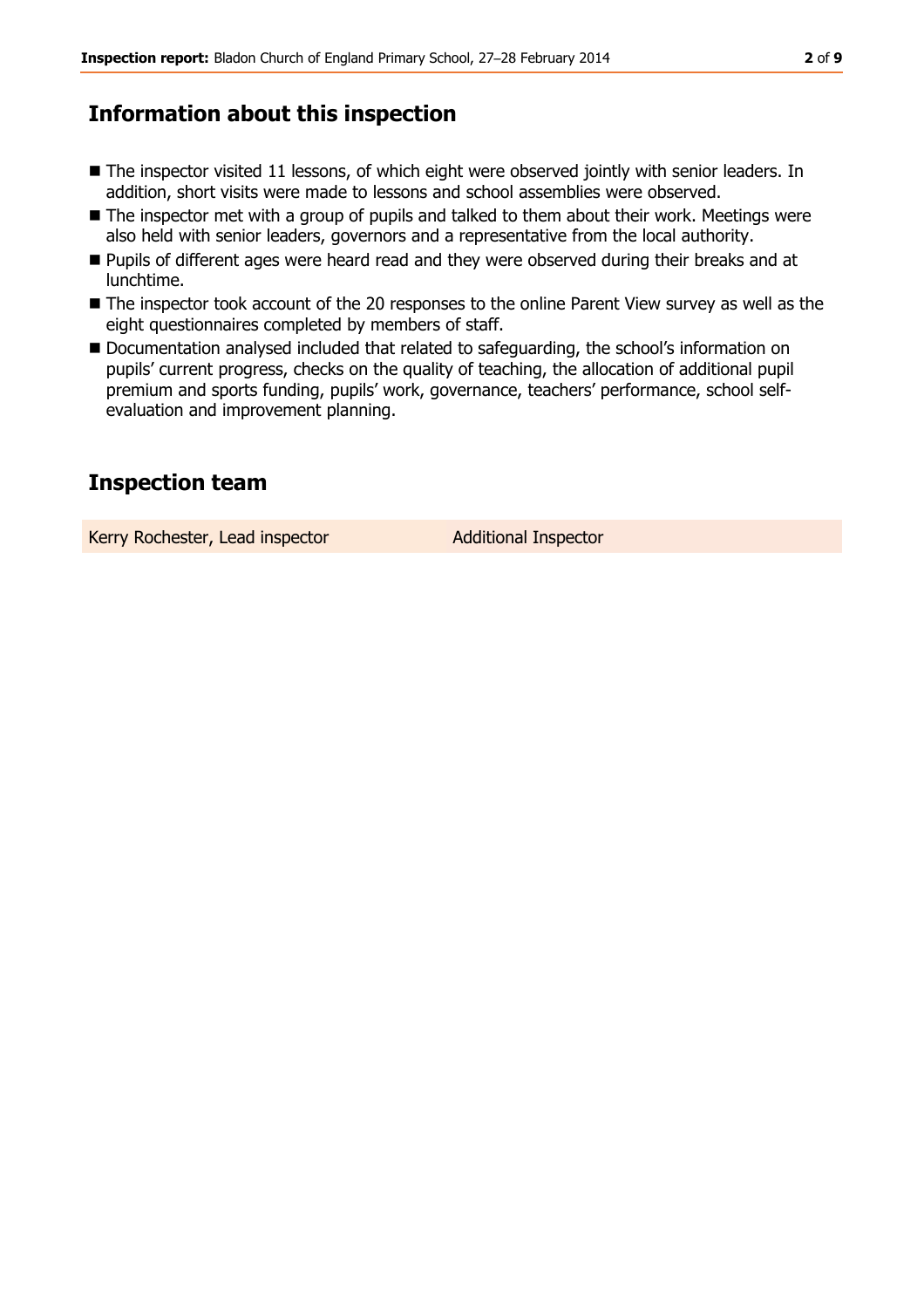## Information about this inspection

- The inspector visited 11 lessons, of which eight were observed jointly with senior leaders. In addition, short visits were made to lessons and school assemblies were observed.
- The inspector met with a group of pupils and talked to them about their work. Meetings were also held with senior leaders, governors and a representative from the local authority.
- Pupils of different ages were heard read and they were observed during their breaks and at lunchtime.
- The inspector took account of the 20 responses to the online Parent View survey as well as the eight questionnaires completed by members of staff.
- Documentation analysed included that related to safeguarding, the school's information on pupils' current progress, checks on the quality of teaching, the allocation of additional pupil premium and sports funding, pupils' work, governance, teachers' performance, school self-evaluation and improvement planning.

## Inspection team

| | |
|---|---|
| Kerry Rochester, Lead inspector | Additional Inspector |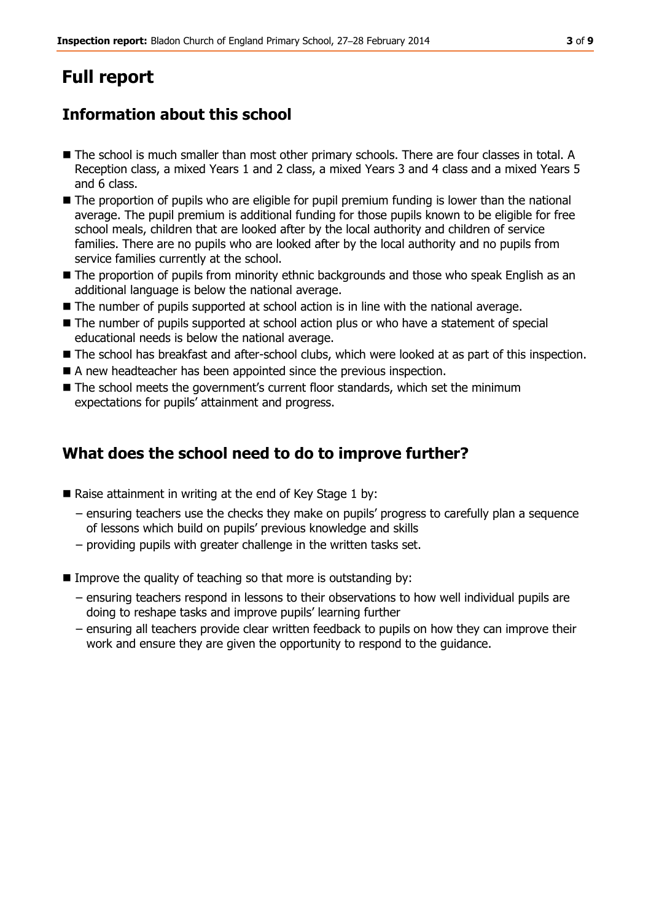# Full report

## Information about this school

- The school is much smaller than most other primary schools. There are four classes in total. A Reception class, a mixed Years 1 and 2 class, a mixed Years 3 and 4 class and a mixed Years 5 and 6 class.
- The proportion of pupils who are eligible for pupil premium funding is lower than the national average. The pupil premium is additional funding for those pupils known to be eligible for free school meals, children that are looked after by the local authority and children of service families. There are no pupils who are looked after by the local authority and no pupils from service families currently at the school.
- The proportion of pupils from minority ethnic backgrounds and those who speak English as an additional language is below the national average.
- The number of pupils supported at school action is in line with the national average.
- The number of pupils supported at school action plus or who have a statement of special educational needs is below the national average.
- The school has breakfast and after-school clubs, which were looked at as part of this inspection.
- A new headteacher has been appointed since the previous inspection.
- The school meets the government's current floor standards, which set the minimum expectations for pupils' attainment and progress.

## What does the school need to do to improve further?

- Raise attainment in writing at the end of Key Stage 1 by:
  - ensuring teachers use the checks they make on pupils' progress to carefully plan a sequence of lessons which build on pupils' previous knowledge and skills
  - providing pupils with greater challenge in the written tasks set.

- Improve the quality of teaching so that more is outstanding by:
  - ensuring teachers respond in lessons to their observations to how well individual pupils are doing to reshape tasks and improve pupils' learning further
  - ensuring all teachers provide clear written feedback to pupils on how they can improve their work and ensure they are given the opportunity to respond to the guidance.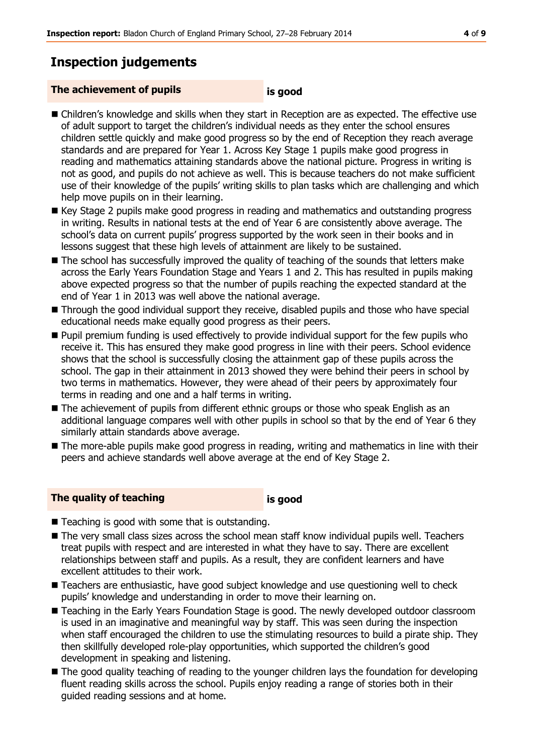## Inspection judgements

### The achievement of pupils **is good**

- Children's knowledge and skills when they start in Reception are as expected. The effective use of adult support to target the children's individual needs as they enter the school ensures children settle quickly and make good progress so by the end of Reception they reach average standards and are prepared for Year 1. Across Key Stage 1 pupils make good progress in reading and mathematics attaining standards above the national picture. Progress in writing is not as good, and pupils do not achieve as well. This is because teachers do not make sufficient use of their knowledge of the pupils' writing skills to plan tasks which are challenging and which help move pupils on in their learning.
- Key Stage 2 pupils make good progress in reading and mathematics and outstanding progress in writing. Results in national tests at the end of Year 6 are consistently above average. The school's data on current pupils' progress supported by the work seen in their books and in lessons suggest that these high levels of attainment are likely to be sustained.
- The school has successfully improved the quality of teaching of the sounds that letters make across the Early Years Foundation Stage and Years 1 and 2. This has resulted in pupils making above expected progress so that the number of pupils reaching the expected standard at the end of Year 1 in 2013 was well above the national average.
- Through the good individual support they receive, disabled pupils and those who have special educational needs make equally good progress as their peers.
- Pupil premium funding is used effectively to provide individual support for the few pupils who receive it. This has ensured they make good progress in line with their peers. School evidence shows that the school is successfully closing the attainment gap of these pupils across the school. The gap in their attainment in 2013 showed they were behind their peers in school by two terms in mathematics. However, they were ahead of their peers by approximately four terms in reading and one and a half terms in writing.
- The achievement of pupils from different ethnic groups or those who speak English as an additional language compares well with other pupils in school so that by the end of Year 6 they similarly attain standards above average.
- The more-able pupils make good progress in reading, writing and mathematics in line with their peers and achieve standards well above average at the end of Key Stage 2.

### The quality of teaching **is good**

- Teaching is good with some that is outstanding.
- The very small class sizes across the school mean staff know individual pupils well. Teachers treat pupils with respect and are interested in what they have to say. There are excellent relationships between staff and pupils. As a result, they are confident learners and have excellent attitudes to their work.
- Teachers are enthusiastic, have good subject knowledge and use questioning well to check pupils' knowledge and understanding in order to move their learning on.
- Teaching in the Early Years Foundation Stage is good. The newly developed outdoor classroom is used in an imaginative and meaningful way by staff. This was seen during the inspection when staff encouraged the children to use the stimulating resources to build a pirate ship. They then skillfully developed role-play opportunities, which supported the children's good development in speaking and listening.
- The good quality teaching of reading to the younger children lays the foundation for developing fluent reading skills across the school. Pupils enjoy reading a range of stories both in their guided reading sessions and at home.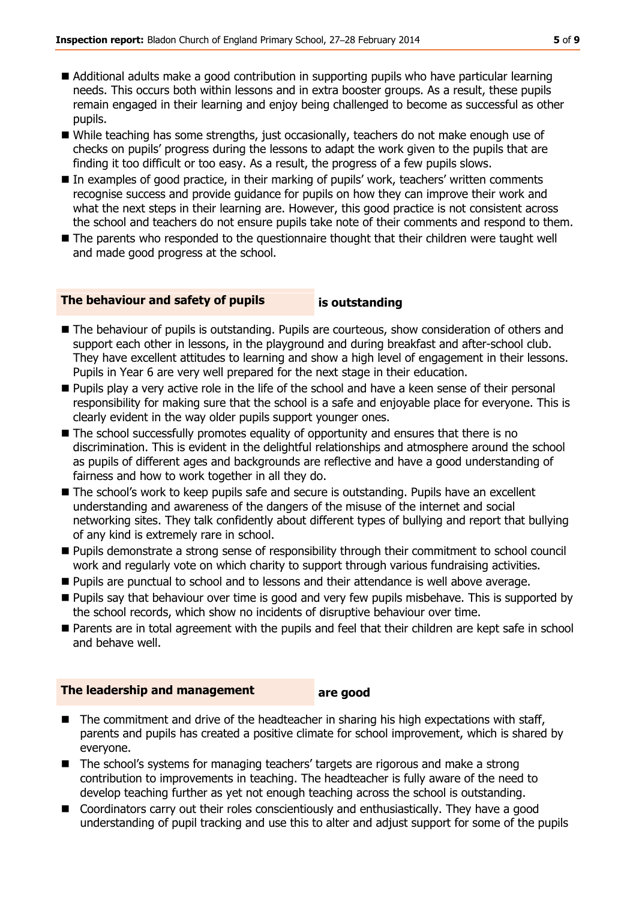- Additional adults make a good contribution in supporting pupils who have particular learning needs. This occurs both within lessons and in extra booster groups. As a result, these pupils remain engaged in their learning and enjoy being challenged to become as successful as other pupils.
- While teaching has some strengths, just occasionally, teachers do not make enough use of checks on pupils' progress during the lessons to adapt the work given to the pupils that are finding it too difficult or too easy. As a result, the progress of a few pupils slows.
- In examples of good practice, in their marking of pupils' work, teachers' written comments recognise success and provide guidance for pupils on how they can improve their work and what the next steps in their learning are. However, this good practice is not consistent across the school and teachers do not ensure pupils take note of their comments and respond to them.
- The parents who responded to the questionnaire thought that their children were taught well and made good progress at the school.

## The behaviour and safety of pupils **is outstanding**

- The behaviour of pupils is outstanding. Pupils are courteous, show consideration of others and support each other in lessons, in the playground and during breakfast and after-school club. They have excellent attitudes to learning and show a high level of engagement in their lessons. Pupils in Year 6 are very well prepared for the next stage in their education.
- Pupils play a very active role in the life of the school and have a keen sense of their personal responsibility for making sure that the school is a safe and enjoyable place for everyone. This is clearly evident in the way older pupils support younger ones.
- The school successfully promotes equality of opportunity and ensures that there is no discrimination. This is evident in the delightful relationships and atmosphere around the school as pupils of different ages and backgrounds are reflective and have a good understanding of fairness and how to work together in all they do.
- The school's work to keep pupils safe and secure is outstanding. Pupils have an excellent understanding and awareness of the dangers of the misuse of the internet and social networking sites. They talk confidently about different types of bullying and report that bullying of any kind is extremely rare in school.
- Pupils demonstrate a strong sense of responsibility through their commitment to school council work and regularly vote on which charity to support through various fundraising activities.
- Pupils are punctual to school and to lessons and their attendance is well above average.
- Pupils say that behaviour over time is good and very few pupils misbehave. This is supported by the school records, which show no incidents of disruptive behaviour over time.
- Parents are in total agreement with the pupils and feel that their children are kept safe in school and behave well.

## The leadership and management **are good**

- The commitment and drive of the headteacher in sharing his high expectations with staff, parents and pupils has created a positive climate for school improvement, which is shared by everyone.
- The school's systems for managing teachers' targets are rigorous and make a strong contribution to improvements in teaching. The headteacher is fully aware of the need to develop teaching further as yet not enough teaching across the school is outstanding.
- Coordinators carry out their roles conscientiously and enthusiastically. They have a good understanding of pupil tracking and use this to alter and adjust support for some of the pupils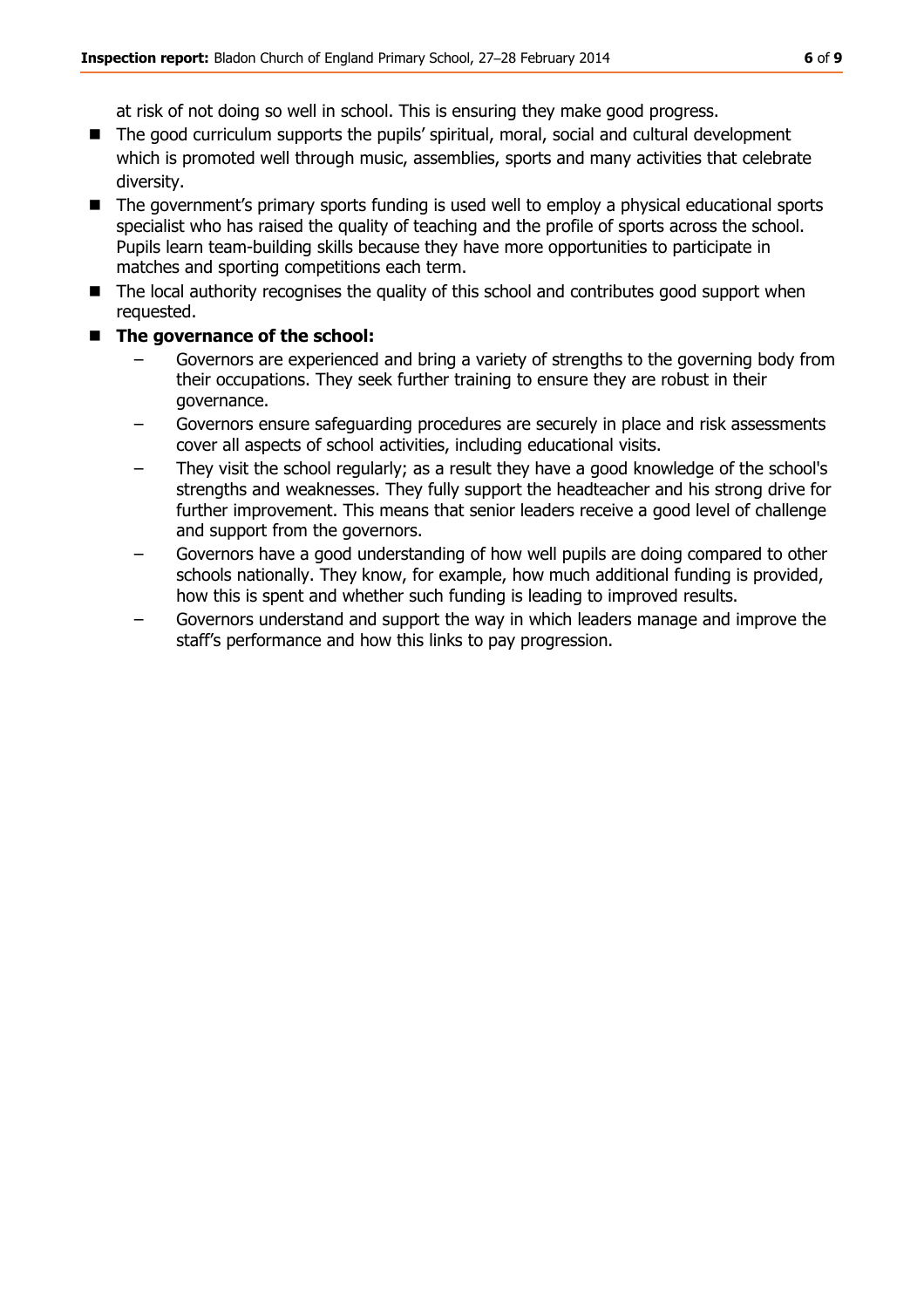at risk of not doing so well in school. This is ensuring they make good progress.

- The good curriculum supports the pupils' spiritual, moral, social and cultural development which is promoted well through music, assemblies, sports and many activities that celebrate diversity.
- The government's primary sports funding is used well to employ a physical educational sports specialist who has raised the quality of teaching and the profile of sports across the school. Pupils learn team-building skills because they have more opportunities to participate in matches and sporting competitions each term.
- The local authority recognises the quality of this school and contributes good support when requested.
- **The governance of the school:**
  - Governors are experienced and bring a variety of strengths to the governing body from their occupations. They seek further training to ensure they are robust in their governance.
  - Governors ensure safeguarding procedures are securely in place and risk assessments cover all aspects of school activities, including educational visits.
  - They visit the school regularly; as a result they have a good knowledge of the school's strengths and weaknesses. They fully support the headteacher and his strong drive for further improvement. This means that senior leaders receive a good level of challenge and support from the governors.
  - Governors have a good understanding of how well pupils are doing compared to other schools nationally. They know, for example, how much additional funding is provided, how this is spent and whether such funding is leading to improved results.
  - Governors understand and support the way in which leaders manage and improve the staff's performance and how this links to pay progression.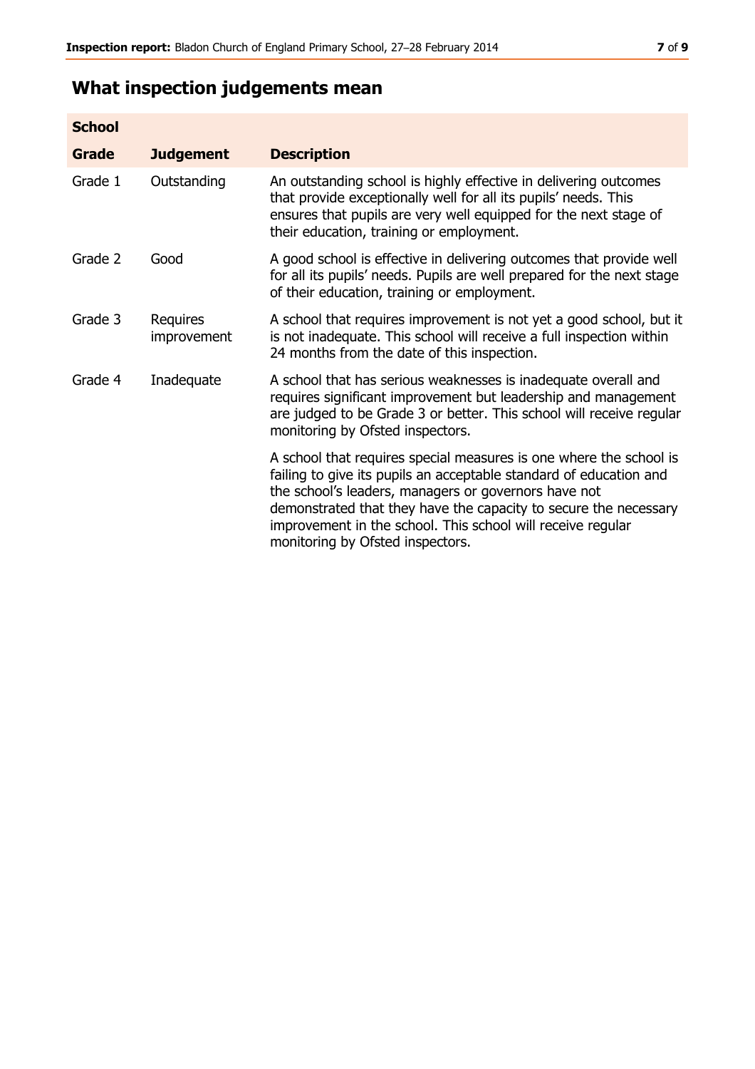## What inspection judgements mean

| School | | |
|---|---|---|
| **Grade** | **Judgement** | **Description** |
| Grade 1 | Outstanding | An outstanding school is highly effective in delivering outcomes that provide exceptionally well for all its pupils' needs. This ensures that pupils are very well equipped for the next stage of their education, training or employment. |
| Grade 2 | Good | A good school is effective in delivering outcomes that provide well for all its pupils' needs. Pupils are well prepared for the next stage of their education, training or employment. |
| Grade 3 | Requires improvement | A school that requires improvement is not yet a good school, but it is not inadequate. This school will receive a full inspection within 24 months from the date of this inspection. |
| Grade 4 | Inadequate | A school that has serious weaknesses is inadequate overall and requires significant improvement but leadership and management are judged to be Grade 3 or better. This school will receive regular monitoring by Ofsted inspectors. |
| | | A school that requires special measures is one where the school is failing to give its pupils an acceptable standard of education and the school's leaders, managers or governors have not demonstrated that they have the capacity to secure the necessary improvement in the school. This school will receive regular monitoring by Ofsted inspectors. |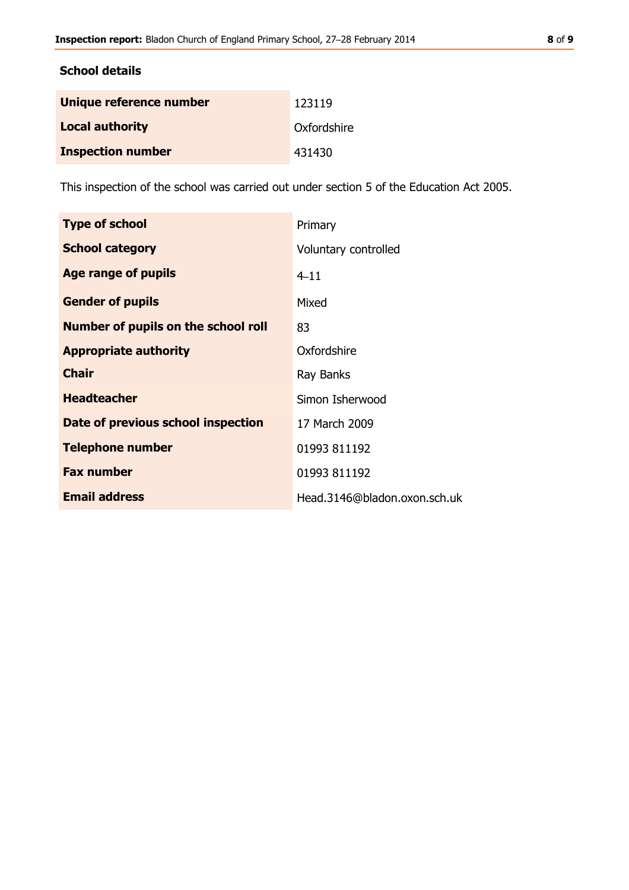## School details

| | |
|---|---|
| **Unique reference number** | 123119 |
| **Local authority** | Oxfordshire |
| **Inspection number** | 431430 |

This inspection of the school was carried out under section 5 of the Education Act 2005.

| | |
|---|---|
| **Type of school** | Primary |
| **School category** | Voluntary controlled |
| **Age range of pupils** | 4–11 |
| **Gender of pupils** | Mixed |
| **Number of pupils on the school roll** | 83 |
| **Appropriate authority** | Oxfordshire |
| **Chair** | Ray Banks |
| **Headteacher** | Simon Isherwood |
| **Date of previous school inspection** | 17 March 2009 |
| **Telephone number** | 01993 811192 |
| **Fax number** | 01993 811192 |
| **Email address** | Head.3146@bladon.oxon.sch.uk |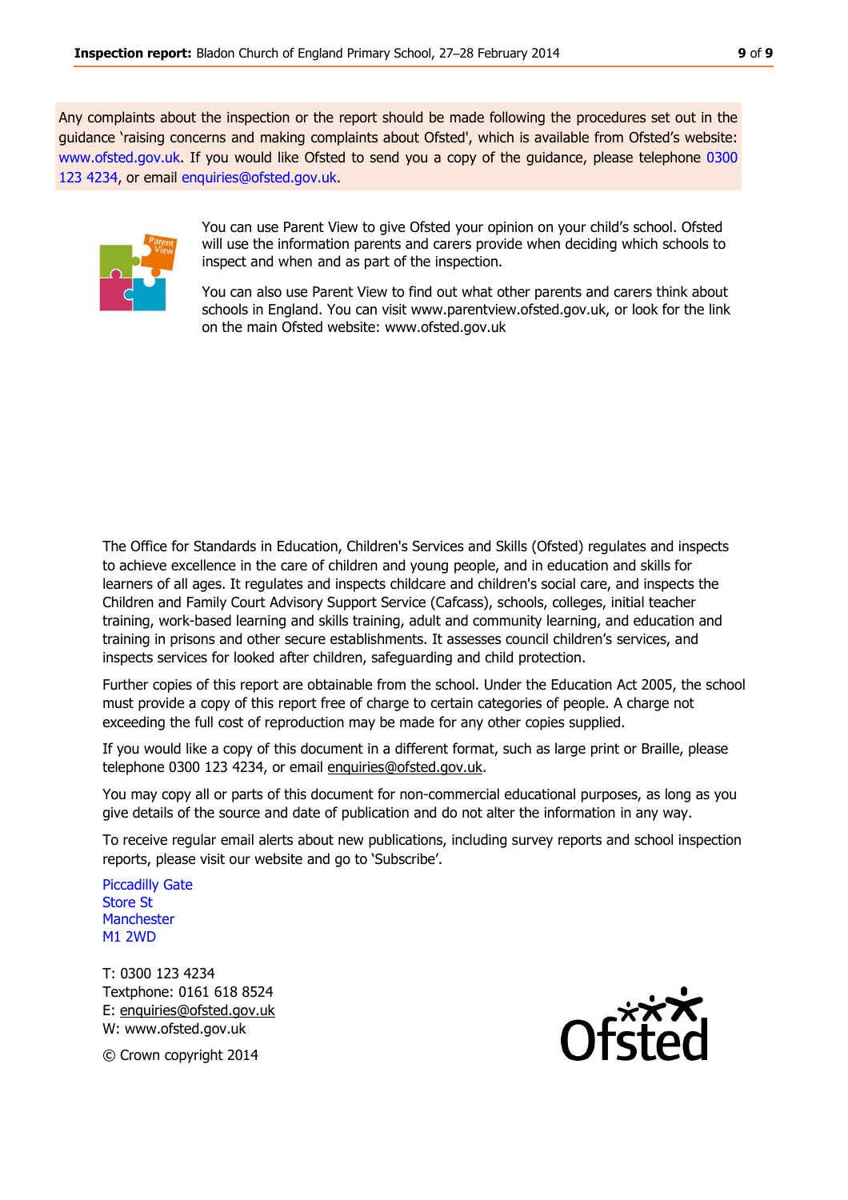Any complaints about the inspection or the report should be made following the procedures set out in the guidance 'raising concerns and making complaints about Ofsted', which is available from Ofsted's website: www.ofsted.gov.uk. If you would like Ofsted to send you a copy of the guidance, please telephone 0300 123 4234, or email enquiries@ofsted.gov.uk.

You can use Parent View to give Ofsted your opinion on your child's school. Ofsted will use the information parents and carers provide when deciding which schools to inspect and when and as part of the inspection.

You can also use Parent View to find out what other parents and carers think about schools in England. You can visit www.parentview.ofsted.gov.uk, or look for the link on the main Ofsted website: www.ofsted.gov.uk

The Office for Standards in Education, Children's Services and Skills (Ofsted) regulates and inspects to achieve excellence in the care of children and young people, and in education and skills for learners of all ages. It regulates and inspects childcare and children's social care, and inspects the Children and Family Court Advisory Support Service (Cafcass), schools, colleges, initial teacher training, work-based learning and skills training, adult and community learning, and education and training in prisons and other secure establishments. It assesses council children's services, and inspects services for looked after children, safeguarding and child protection.

Further copies of this report are obtainable from the school. Under the Education Act 2005, the school must provide a copy of this report free of charge to certain categories of people. A charge not exceeding the full cost of reproduction may be made for any other copies supplied.

If you would like a copy of this document in a different format, such as large print or Braille, please telephone 0300 123 4234, or email enquiries@ofsted.gov.uk.

You may copy all or parts of this document for non-commercial educational purposes, as long as you give details of the source and date of publication and do not alter the information in any way.

To receive regular email alerts about new publications, including survey reports and school inspection reports, please visit our website and go to 'Subscribe'.

Piccadilly Gate  
Store St  
Manchester  
M1 2WD

T: 0300 123 4234  
Textphone: 0161 618 8524  
E: enquiries@ofsted.gov.uk  
W: www.ofsted.gov.uk

© Crown copyright 2014